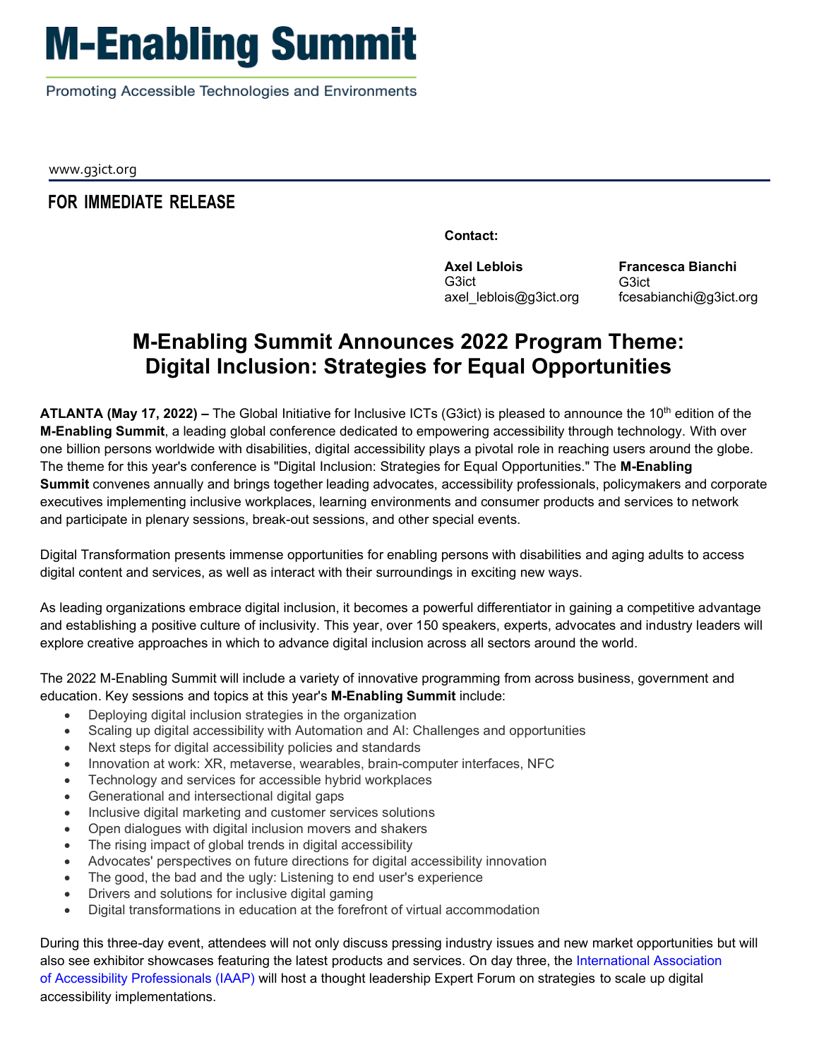# M-Enabling Summit

Promoting Accessible Technologies and Environments

www.g3ict.org

**FOR IMMEDIATE RELEASE**

**Contact:**

**Axel Leblois**
G3ict
axel_leblois@g3ict.org

**Francesca Bianchi**
G3ict
fcesabianchi@g3ict.org

## M-Enabling Summit Announces 2022 Program Theme: Digital Inclusion: Strategies for Equal Opportunities

**ATLANTA (May 17, 2022) –** The Global Initiative for Inclusive ICTs (G3ict) is pleased to announce the 10th edition of the **M-Enabling Summit**, a leading global conference dedicated to empowering accessibility through technology. With over one billion persons worldwide with disabilities, digital accessibility plays a pivotal role in reaching users around the globe. The theme for this year's conference is "Digital Inclusion: Strategies for Equal Opportunities." The **M-Enabling Summit** convenes annually and brings together leading advocates, accessibility professionals, policymakers and corporate executives implementing inclusive workplaces, learning environments and consumer products and services to network and participate in plenary sessions, break-out sessions, and other special events.

Digital Transformation presents immense opportunities for enabling persons with disabilities and aging adults to access digital content and services, as well as interact with their surroundings in exciting new ways.

As leading organizations embrace digital inclusion, it becomes a powerful differentiator in gaining a competitive advantage and establishing a positive culture of inclusivity. This year, over 150 speakers, experts, advocates and industry leaders will explore creative approaches in which to advance digital inclusion across all sectors around the world.

The 2022 M-Enabling Summit will include a variety of innovative programming from across business, government and education. Key sessions and topics at this year's **M-Enabling Summit** include:

- Deploying digital inclusion strategies in the organization
- Scaling up digital accessibility with Automation and AI: Challenges and opportunities
- Next steps for digital accessibility policies and standards
- Innovation at work: XR, metaverse, wearables, brain-computer interfaces, NFC
- Technology and services for accessible hybrid workplaces
- Generational and intersectional digital gaps
- Inclusive digital marketing and customer services solutions
- Open dialogues with digital inclusion movers and shakers
- The rising impact of global trends in digital accessibility
- Advocates' perspectives on future directions for digital accessibility innovation
- The good, the bad and the ugly: Listening to end user's experience
- Drivers and solutions for inclusive digital gaming
- Digital transformations in education at the forefront of virtual accommodation

During this three-day event, attendees will not only discuss pressing industry issues and new market opportunities but will also see exhibitor showcases featuring the latest products and services. On day three, the International Association of Accessibility Professionals (IAAP) will host a thought leadership Expert Forum on strategies to scale up digital accessibility implementations.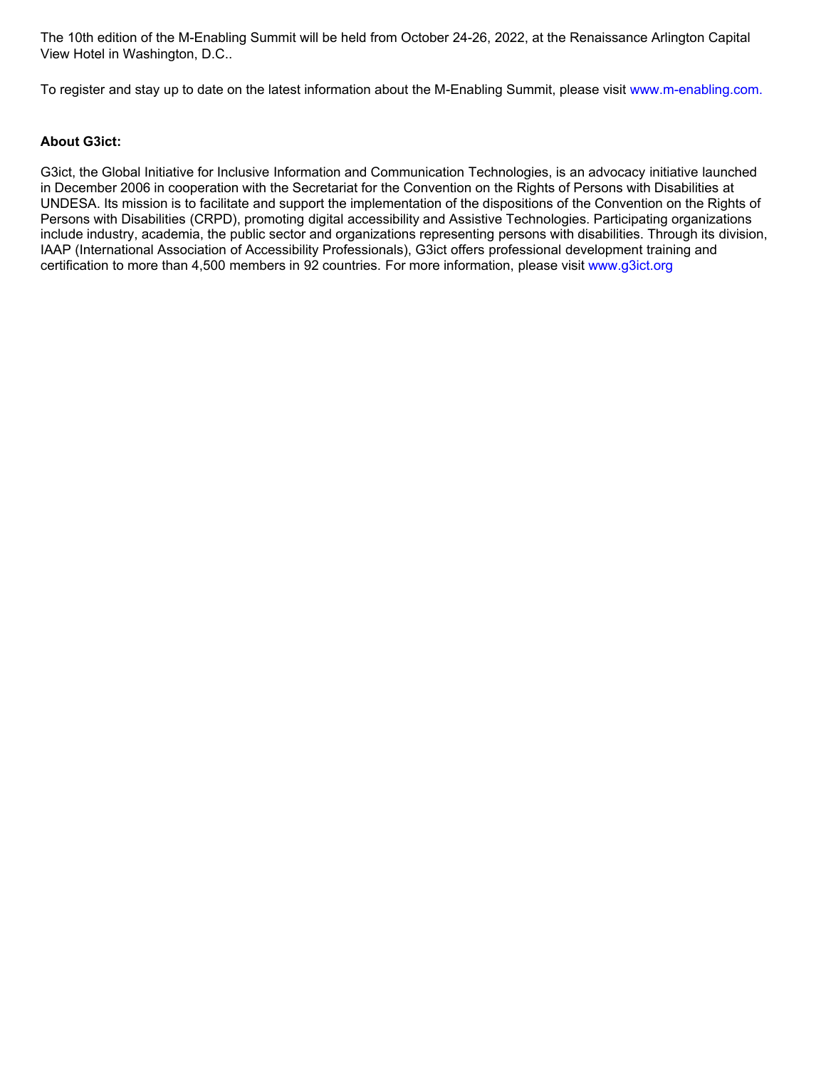The 10th edition of the M-Enabling Summit will be held from October 24-26, 2022, at the Renaissance Arlington Capital View Hotel in Washington, D.C..

To register and stay up to date on the latest information about the M-Enabling Summit, please visit www.m-enabling.com.

**About G3ict:**

G3ict, the Global Initiative for Inclusive Information and Communication Technologies, is an advocacy initiative launched in December 2006 in cooperation with the Secretariat for the Convention on the Rights of Persons with Disabilities at UNDESA. Its mission is to facilitate and support the implementation of the dispositions of the Convention on the Rights of Persons with Disabilities (CRPD), promoting digital accessibility and Assistive Technologies. Participating organizations include industry, academia, the public sector and organizations representing persons with disabilities. Through its division, IAAP (International Association of Accessibility Professionals), G3ict offers professional development training and certification to more than 4,500 members in 92 countries. For more information, please visit www.g3ict.org